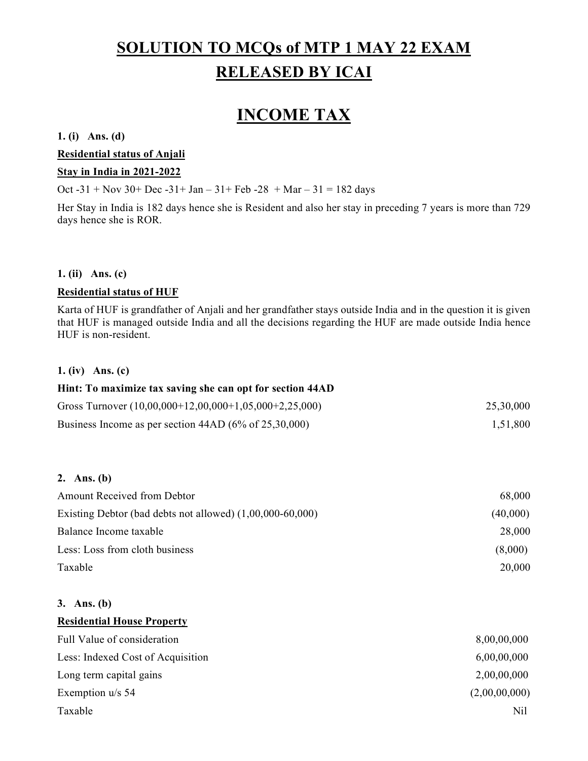# SOLUTION TO MCQs of MTP 1 MAY 22 EXAM RELEASED BY ICAI

# INCOME TAX

**1. (i) Ans. (d)**

**Residential status of Anjali**

**Stay in India in 2021-2022**

Oct -31 + Nov 30+ Dec -31+ Jan – 31+ Feb -28 + Mar – 31 = 182 days

Her Stay in India is 182 days hence she is Resident and also her stay in preceding 7 years is more than 729 days hence she is ROR.

**1. (ii) Ans. (c)**

**Residential status of HUF**

Karta of HUF is grandfather of Anjali and her grandfather stays outside India and in the question it is given that HUF is managed outside India and all the decisions regarding the HUF are made outside India hence HUF is non-resident.

**1. (iv) Ans. (c)**

**Hint: To maximize tax saving she can opt for section 44AD**

| | |
|---|---|
| Gross Turnover (10,00,000+12,00,000+1,05,000+2,25,000) | 25,30,000 |
| Business Income as per section 44AD (6% of 25,30,000) | 1,51,800 |

**2. Ans. (b)**

| | |
|---|---|
| Amount Received from Debtor | 68,000 |
| Existing Debtor (bad debts not allowed) (1,00,000-60,000) | (40,000) |
| Balance Income taxable | 28,000 |
| Less: Loss from cloth business | (8,000) |
| Taxable | 20,000 |

**3. Ans. (b)**

**Residential House Property**

| | |
|---|---|
| Full Value of consideration | 8,00,00,000 |
| Less: Indexed Cost of Acquisition | 6,00,00,000 |
| Long term capital gains | 2,00,00,000 |
| Exemption u/s 54 | (2,00,00,000) |
| Taxable | Nil |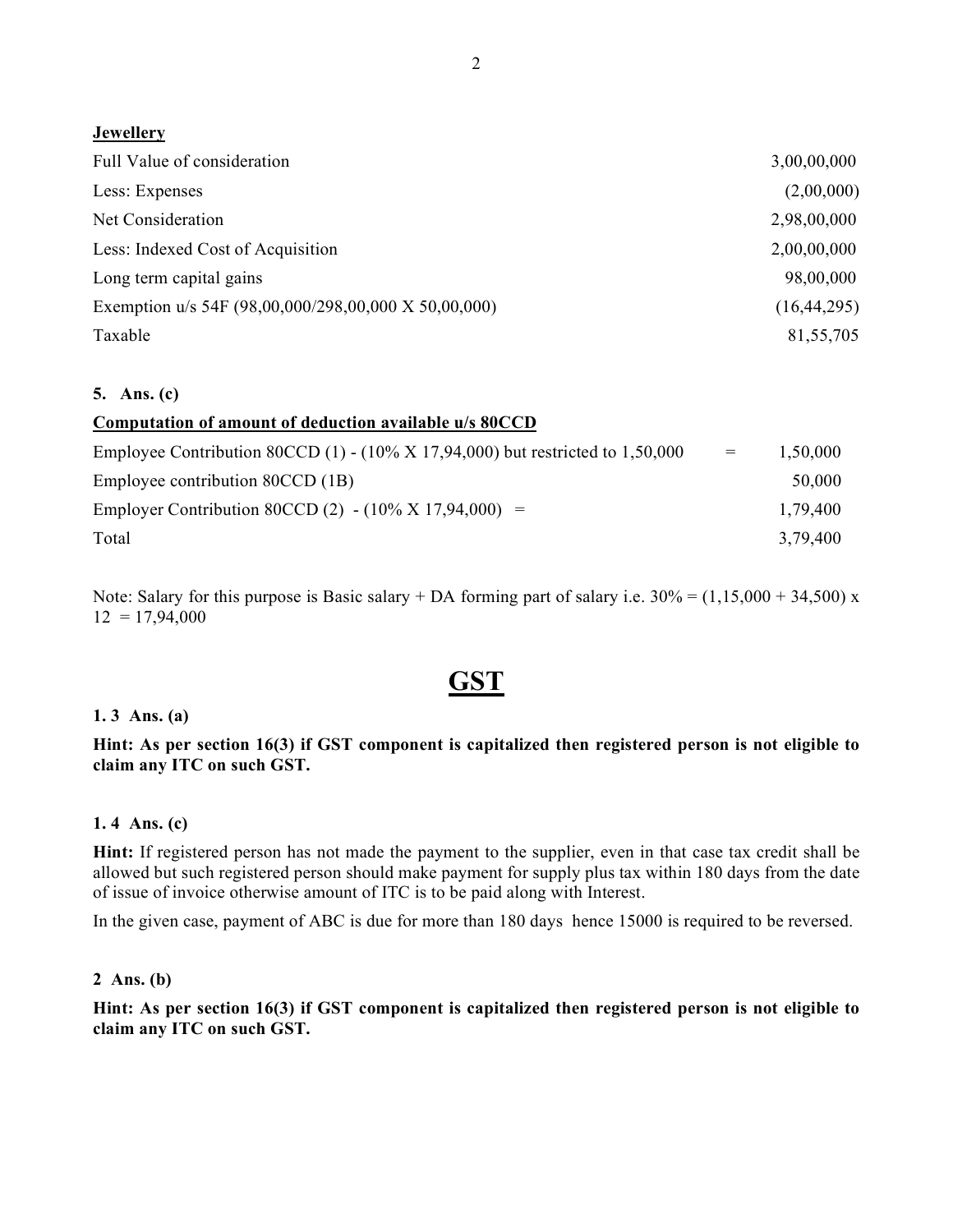**Jewellery**

| | |
|---|---|
| Full Value of consideration | 3,00,00,000 |
| Less: Expenses | (2,00,000) |
| Net Consideration | 2,98,00,000 |
| Less: Indexed Cost of Acquisition | 2,00,00,000 |
| Long term capital gains | 98,00,000 |
| Exemption u/s 54F (98,00,000/298,00,000 X 50,00,000) | (16,44,295) |
| Taxable | 81,55,705 |

**5. Ans. (c)**

**Computation of amount of deduction available u/s 80CCD**

| | | |
|---|---|---|
| Employee Contribution 80CCD (1) - (10% X 17,94,000) but restricted to 1,50,000 | = | 1,50,000 |
| Employee contribution 80CCD (1B) | | 50,000 |
| Employer Contribution 80CCD (2) - (10% X 17,94,000) = | | 1,79,400 |
| Total | | 3,79,400 |

Note: Salary for this purpose is Basic salary + DA forming part of salary i.e. 30% = (1,15,000 + 34,500) x 12 = 17,94,000

# GST

**1. 3 Ans. (a)**

**Hint: As per section 16(3) if GST component is capitalized then registered person is not eligible to claim any ITC on such GST.**

**1. 4 Ans. (c)**

**Hint:** If registered person has not made the payment to the supplier, even in that case tax credit shall be allowed but such registered person should make payment for supply plus tax within 180 days from the date of issue of invoice otherwise amount of ITC is to be paid along with Interest.

In the given case, payment of ABC is due for more than 180 days hence 15000 is required to be reversed.

**2 Ans. (b)**

**Hint: As per section 16(3) if GST component is capitalized then registered person is not eligible to claim any ITC on such GST.**